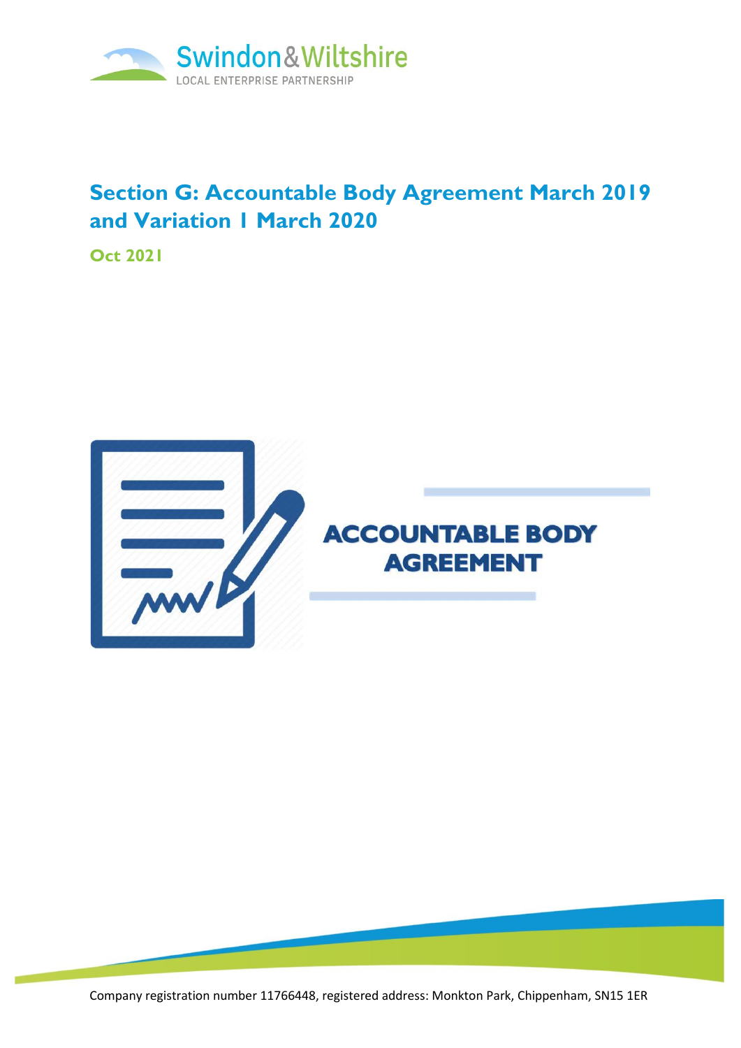Swindon & Wiltshire

LOCAL ENTERPRISE PARTNERSHIP

# Section G: Accountable Body Agreement March 2019 and Variation 1 March 2020

**Oct 2021**

ACCOUNTABLE BODY AGREEMENT

Company registration number 11766448, registered address: Monkton Park, Chippenham, SN15 1ER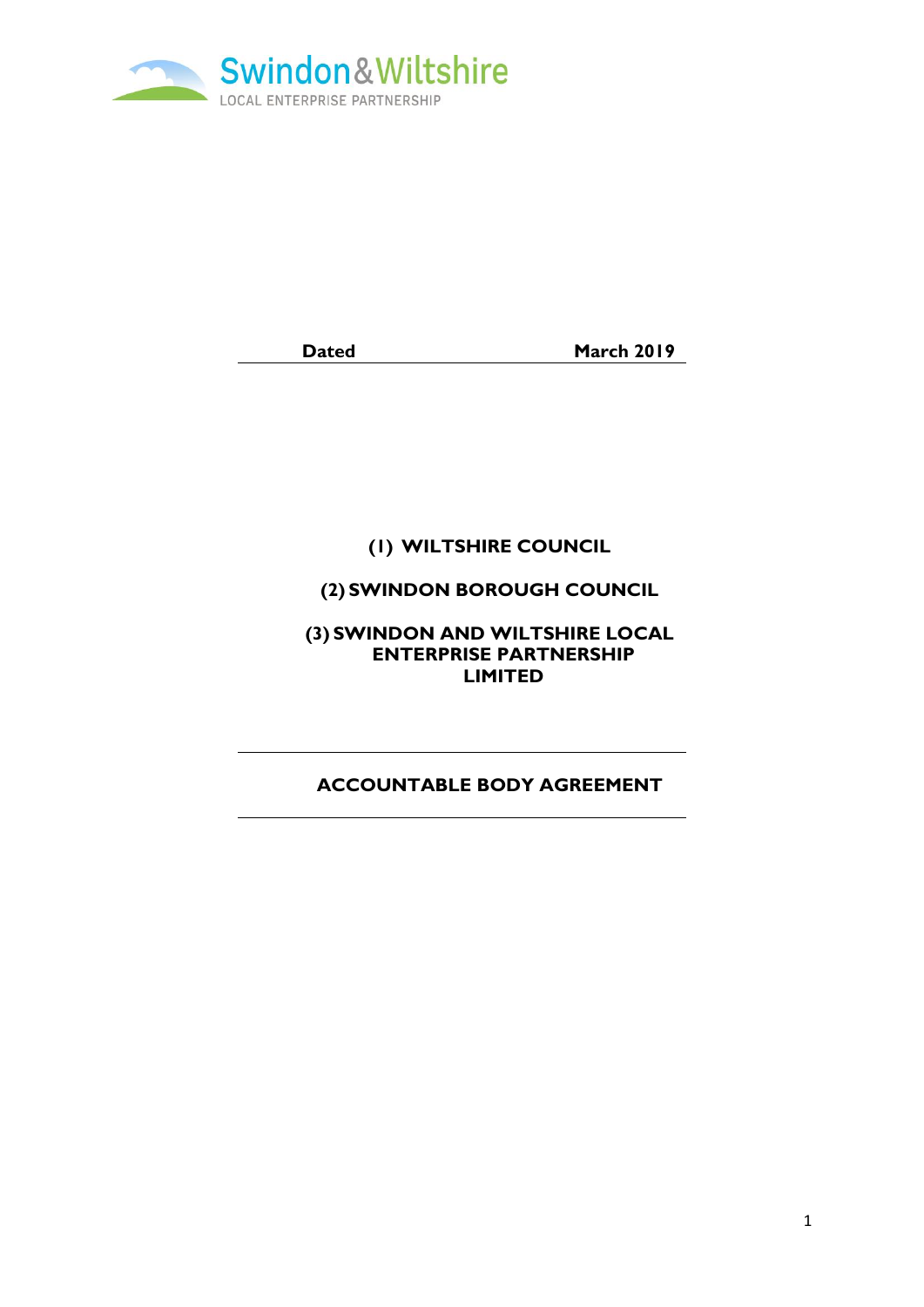Swindon & Wiltshire
LOCAL ENTERPRISE PARTNERSHIP

**Dated March 2019**

**(1) WILTSHIRE COUNCIL**

**(2) SWINDON BOROUGH COUNCIL**

**(3) SWINDON AND WILTSHIRE LOCAL ENTERPRISE PARTNERSHIP LIMITED**

---

**ACCOUNTABLE BODY AGREEMENT**

---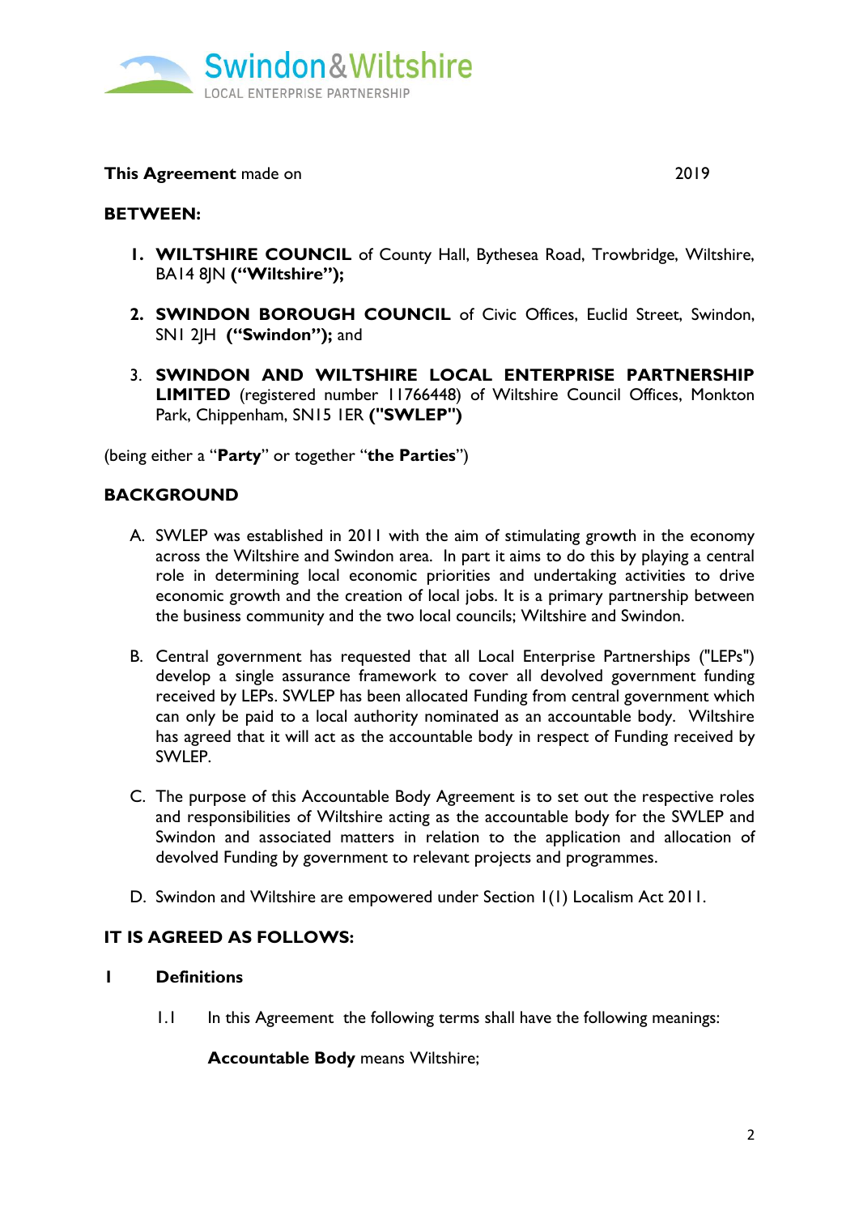Swindon&Wiltshire
LOCAL ENTERPRISE PARTNERSHIP

**This Agreement** made on 2019

**BETWEEN:**

1. **WILTSHIRE COUNCIL** of County Hall, Bythesea Road, Trowbridge, Wiltshire, BA14 8JN **("Wiltshire");**

2. **SWINDON BOROUGH COUNCIL** of Civic Offices, Euclid Street, Swindon, SN1 2JH **("Swindon");** and

3. **SWINDON AND WILTSHIRE LOCAL ENTERPRISE PARTNERSHIP LIMITED** (registered number 11766448) of Wiltshire Council Offices, Monkton Park, Chippenham, SN15 1ER **("SWLEP")**

(being either a "**Party**" or together "**the Parties**")

**BACKGROUND**

A. SWLEP was established in 2011 with the aim of stimulating growth in the economy across the Wiltshire and Swindon area. In part it aims to do this by playing a central role in determining local economic priorities and undertaking activities to drive economic growth and the creation of local jobs. It is a primary partnership between the business community and the two local councils; Wiltshire and Swindon.

B. Central government has requested that all Local Enterprise Partnerships ("LEPs") develop a single assurance framework to cover all devolved government funding received by LEPs. SWLEP has been allocated Funding from central government which can only be paid to a local authority nominated as an accountable body. Wiltshire has agreed that it will act as the accountable body in respect of Funding received by SWLEP.

C. The purpose of this Accountable Body Agreement is to set out the respective roles and responsibilities of Wiltshire acting as the accountable body for the SWLEP and Swindon and associated matters in relation to the application and allocation of devolved Funding by government to relevant projects and programmes.

D. Swindon and Wiltshire are empowered under Section 1(1) Localism Act 2011.

**IT IS AGREED AS FOLLOWS:**

**1 Definitions**

1.1 In this Agreement the following terms shall have the following meanings:

**Accountable Body** means Wiltshire;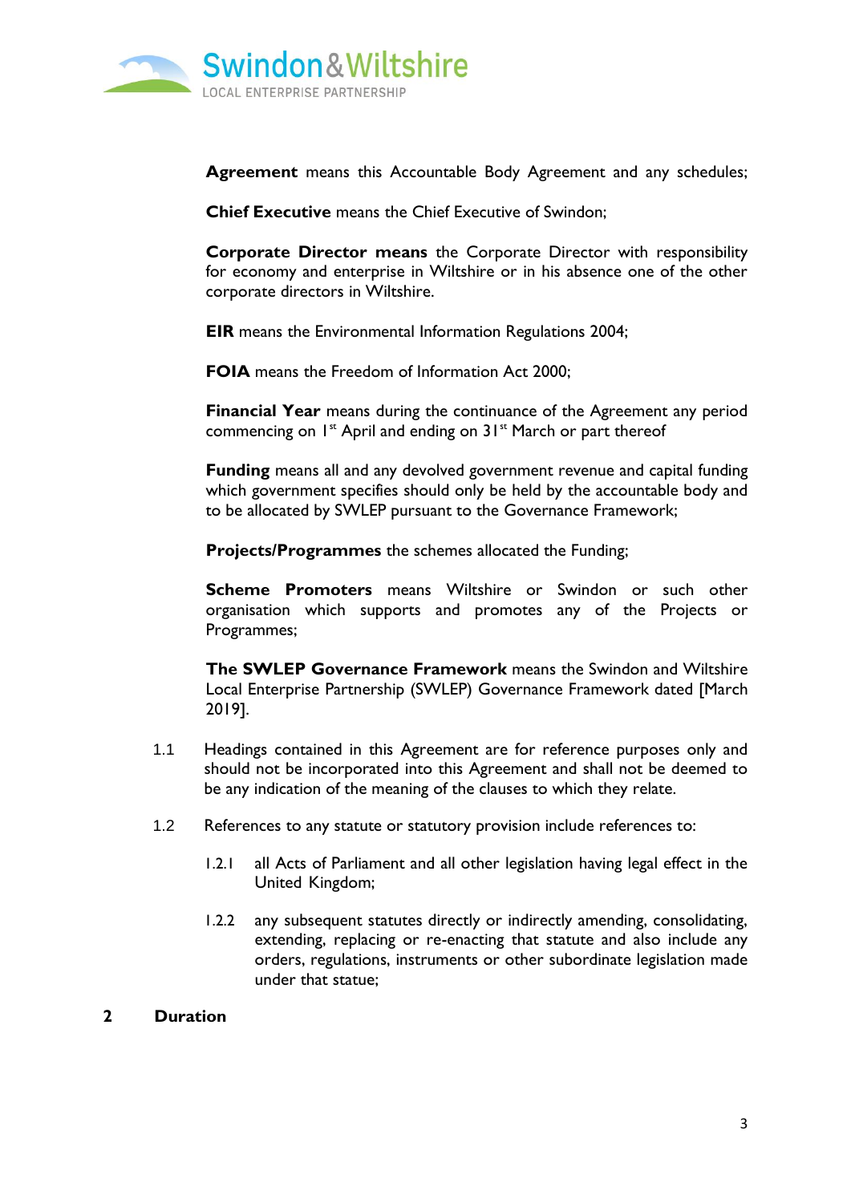**Agreement** means this Accountable Body Agreement and any schedules;

**Chief Executive** means the Chief Executive of Swindon;

**Corporate Director means** the Corporate Director with responsibility for economy and enterprise in Wiltshire or in his absence one of the other corporate directors in Wiltshire.

**EIR** means the Environmental Information Regulations 2004;

**FOIA** means the Freedom of Information Act 2000;

**Financial Year** means during the continuance of the Agreement any period commencing on 1st April and ending on 31st March or part thereof

**Funding** means all and any devolved government revenue and capital funding which government specifies should only be held by the accountable body and to be allocated by SWLEP pursuant to the Governance Framework;

**Projects/Programmes** the schemes allocated the Funding;

**Scheme Promoters** means Wiltshire or Swindon or such other organisation which supports and promotes any of the Projects or Programmes;

**The SWLEP Governance Framework** means the Swindon and Wiltshire Local Enterprise Partnership (SWLEP) Governance Framework dated [March 2019].

1.1 Headings contained in this Agreement are for reference purposes only and should not be incorporated into this Agreement and shall not be deemed to be any indication of the meaning of the clauses to which they relate.

1.2 References to any statute or statutory provision include references to:

1.2.1 all Acts of Parliament and all other legislation having legal effect in the United Kingdom;

1.2.2 any subsequent statutes directly or indirectly amending, consolidating, extending, replacing or re-enacting that statute and also include any orders, regulations, instruments or other subordinate legislation made under that statue;

## 2 Duration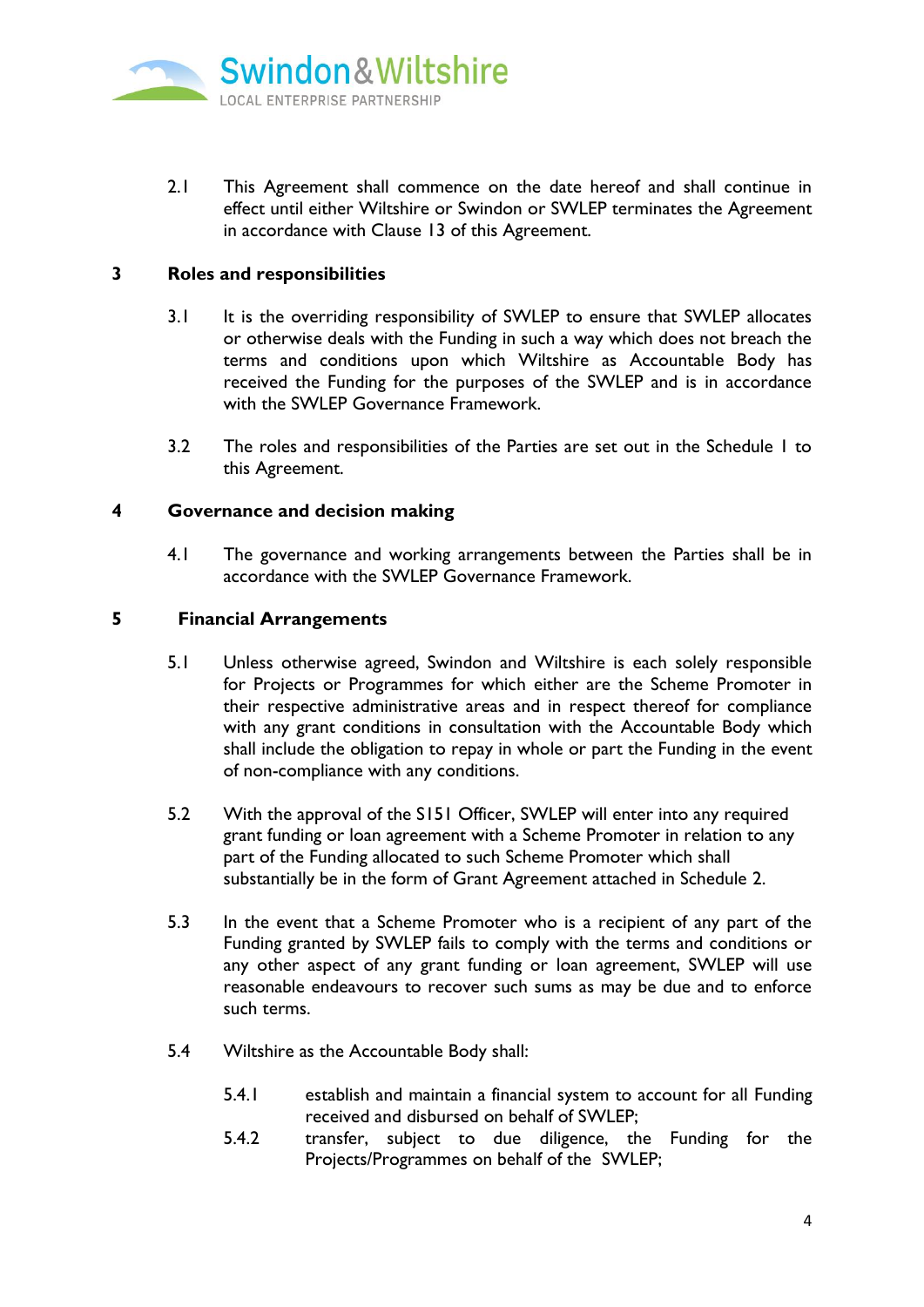2.1 This Agreement shall commence on the date hereof and shall continue in effect until either Wiltshire or Swindon or SWLEP terminates the Agreement in accordance with Clause 13 of this Agreement.

## 3 Roles and responsibilities

3.1 It is the overriding responsibility of SWLEP to ensure that SWLEP allocates or otherwise deals with the Funding in such a way which does not breach the terms and conditions upon which Wiltshire as Accountable Body has received the Funding for the purposes of the SWLEP and is in accordance with the SWLEP Governance Framework.

3.2 The roles and responsibilities of the Parties are set out in the Schedule 1 to this Agreement.

## 4 Governance and decision making

4.1 The governance and working arrangements between the Parties shall be in accordance with the SWLEP Governance Framework.

## 5 Financial Arrangements

5.1 Unless otherwise agreed, Swindon and Wiltshire is each solely responsible for Projects or Programmes for which either are the Scheme Promoter in their respective administrative areas and in respect thereof for compliance with any grant conditions in consultation with the Accountable Body which shall include the obligation to repay in whole or part the Funding in the event of non-compliance with any conditions.

5.2 With the approval of the S151 Officer, SWLEP will enter into any required grant funding or loan agreement with a Scheme Promoter in relation to any part of the Funding allocated to such Scheme Promoter which shall substantially be in the form of Grant Agreement attached in Schedule 2.

5.3 In the event that a Scheme Promoter who is a recipient of any part of the Funding granted by SWLEP fails to comply with the terms and conditions or any other aspect of any grant funding or loan agreement, SWLEP will use reasonable endeavours to recover such sums as may be due and to enforce such terms.

5.4 Wiltshire as the Accountable Body shall:

5.4.1 establish and maintain a financial system to account for all Funding received and disbursed on behalf of SWLEP;

5.4.2 transfer, subject to due diligence, the Funding for the Projects/Programmes on behalf of the SWLEP;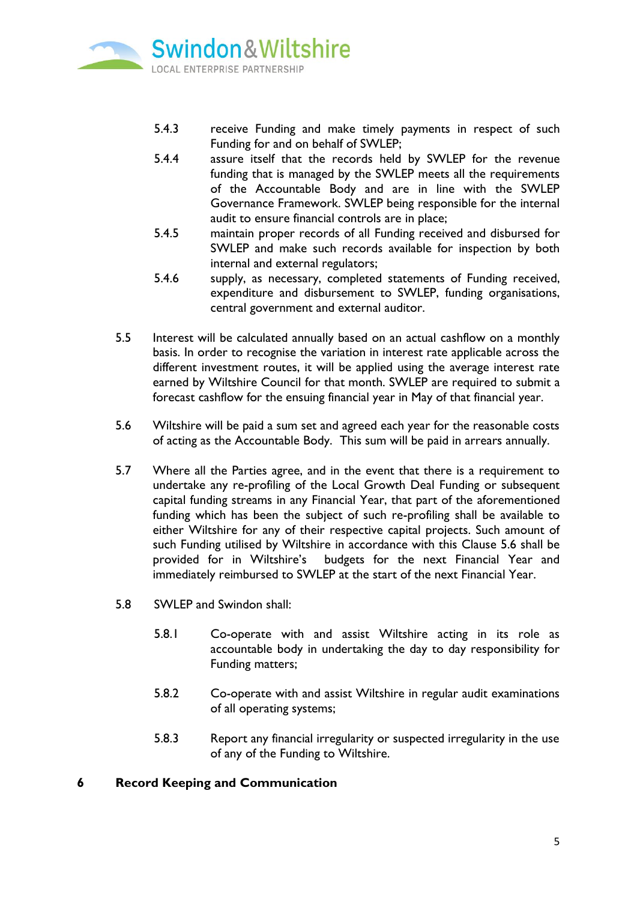5.4.3 receive Funding and make timely payments in respect of such Funding for and on behalf of SWLEP;

5.4.4 assure itself that the records held by SWLEP for the revenue funding that is managed by the SWLEP meets all the requirements of the Accountable Body and are in line with the SWLEP Governance Framework. SWLEP being responsible for the internal audit to ensure financial controls are in place;

5.4.5 maintain proper records of all Funding received and disbursed for SWLEP and make such records available for inspection by both internal and external regulators;

5.4.6 supply, as necessary, completed statements of Funding received, expenditure and disbursement to SWLEP, funding organisations, central government and external auditor.

5.5 Interest will be calculated annually based on an actual cashflow on a monthly basis. In order to recognise the variation in interest rate applicable across the different investment routes, it will be applied using the average interest rate earned by Wiltshire Council for that month. SWLEP are required to submit a forecast cashflow for the ensuing financial year in May of that financial year.

5.6 Wiltshire will be paid a sum set and agreed each year for the reasonable costs of acting as the Accountable Body. This sum will be paid in arrears annually.

5.7 Where all the Parties agree, and in the event that there is a requirement to undertake any re-profiling of the Local Growth Deal Funding or subsequent capital funding streams in any Financial Year, that part of the aforementioned funding which has been the subject of such re-profiling shall be available to either Wiltshire for any of their respective capital projects. Such amount of such Funding utilised by Wiltshire in accordance with this Clause 5.6 shall be provided for in Wiltshire's budgets for the next Financial Year and immediately reimbursed to SWLEP at the start of the next Financial Year.

5.8 SWLEP and Swindon shall:

5.8.1 Co-operate with and assist Wiltshire acting in its role as accountable body in undertaking the day to day responsibility for Funding matters;

5.8.2 Co-operate with and assist Wiltshire in regular audit examinations of all operating systems;

5.8.3 Report any financial irregularity or suspected irregularity in the use of any of the Funding to Wiltshire.

## 6 Record Keeping and Communication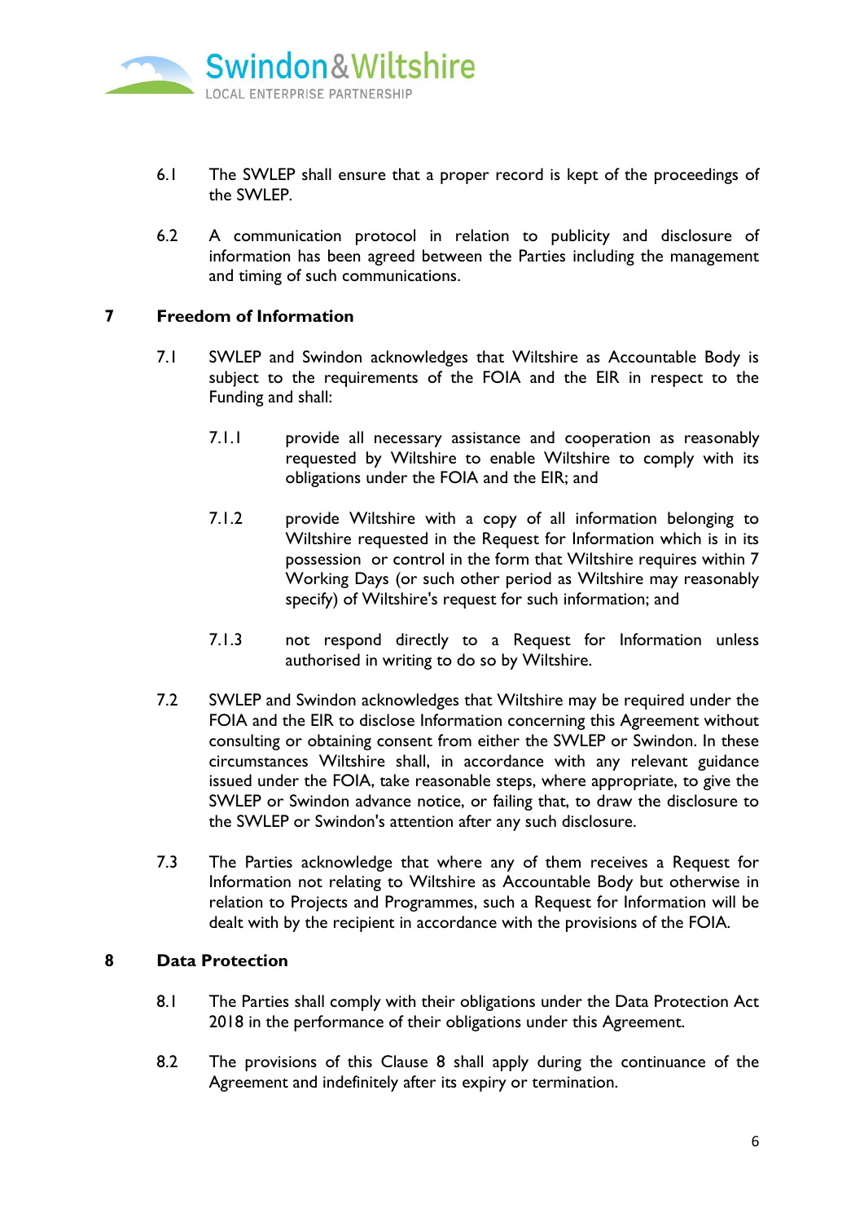6.1 The SWLEP shall ensure that a proper record is kept of the proceedings of the SWLEP.

6.2 A communication protocol in relation to publicity and disclosure of information has been agreed between the Parties including the management and timing of such communications.

## 7 Freedom of Information

7.1 SWLEP and Swindon acknowledges that Wiltshire as Accountable Body is subject to the requirements of the FOIA and the EIR in respect to the Funding and shall:

7.1.1 provide all necessary assistance and cooperation as reasonably requested by Wiltshire to enable Wiltshire to comply with its obligations under the FOIA and the EIR; and

7.1.2 provide Wiltshire with a copy of all information belonging to Wiltshire requested in the Request for Information which is in its possession or control in the form that Wiltshire requires within 7 Working Days (or such other period as Wiltshire may reasonably specify) of Wiltshire's request for such information; and

7.1.3 not respond directly to a Request for Information unless authorised in writing to do so by Wiltshire.

7.2 SWLEP and Swindon acknowledges that Wiltshire may be required under the FOIA and the EIR to disclose Information concerning this Agreement without consulting or obtaining consent from either the SWLEP or Swindon. In these circumstances Wiltshire shall, in accordance with any relevant guidance issued under the FOIA, take reasonable steps, where appropriate, to give the SWLEP or Swindon advance notice, or failing that, to draw the disclosure to the SWLEP or Swindon's attention after any such disclosure.

7.3 The Parties acknowledge that where any of them receives a Request for Information not relating to Wiltshire as Accountable Body but otherwise in relation to Projects and Programmes, such a Request for Information will be dealt with by the recipient in accordance with the provisions of the FOIA.

## 8 Data Protection

8.1 The Parties shall comply with their obligations under the Data Protection Act 2018 in the performance of their obligations under this Agreement.

8.2 The provisions of this Clause 8 shall apply during the continuance of the Agreement and indefinitely after its expiry or termination.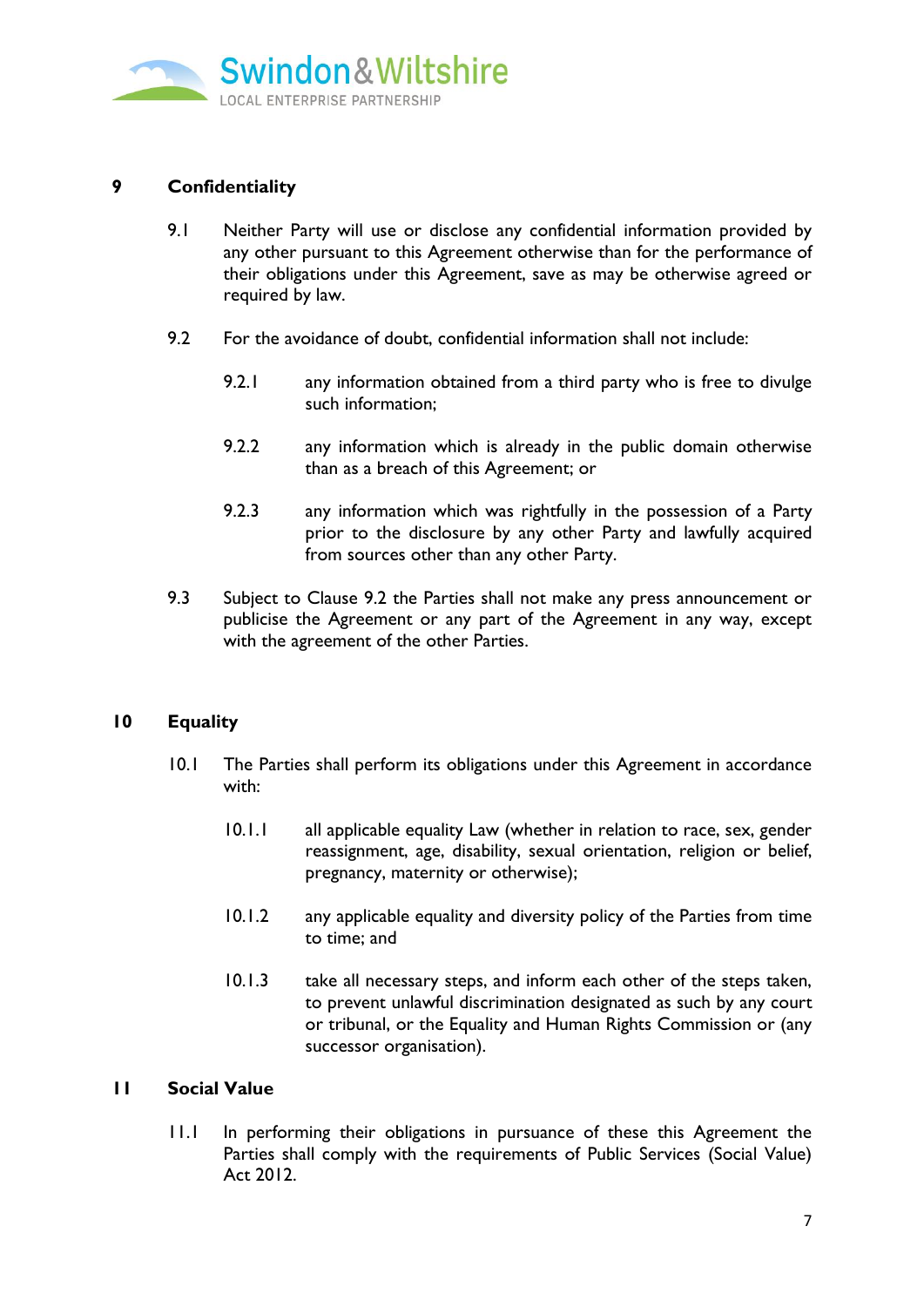## 9 Confidentiality

9.1 Neither Party will use or disclose any confidential information provided by any other pursuant to this Agreement otherwise than for the performance of their obligations under this Agreement, save as may be otherwise agreed or required by law.

9.2 For the avoidance of doubt, confidential information shall not include:

9.2.1 any information obtained from a third party who is free to divulge such information;

9.2.2 any information which is already in the public domain otherwise than as a breach of this Agreement; or

9.2.3 any information which was rightfully in the possession of a Party prior to the disclosure by any other Party and lawfully acquired from sources other than any other Party.

9.3 Subject to Clause 9.2 the Parties shall not make any press announcement or publicise the Agreement or any part of the Agreement in any way, except with the agreement of the other Parties.

## 10 Equality

10.1 The Parties shall perform its obligations under this Agreement in accordance with:

10.1.1 all applicable equality Law (whether in relation to race, sex, gender reassignment, age, disability, sexual orientation, religion or belief, pregnancy, maternity or otherwise);

10.1.2 any applicable equality and diversity policy of the Parties from time to time; and

10.1.3 take all necessary steps, and inform each other of the steps taken, to prevent unlawful discrimination designated as such by any court or tribunal, or the Equality and Human Rights Commission or (any successor organisation).

## 11 Social Value

11.1 In performing their obligations in pursuance of these this Agreement the Parties shall comply with the requirements of Public Services (Social Value) Act 2012.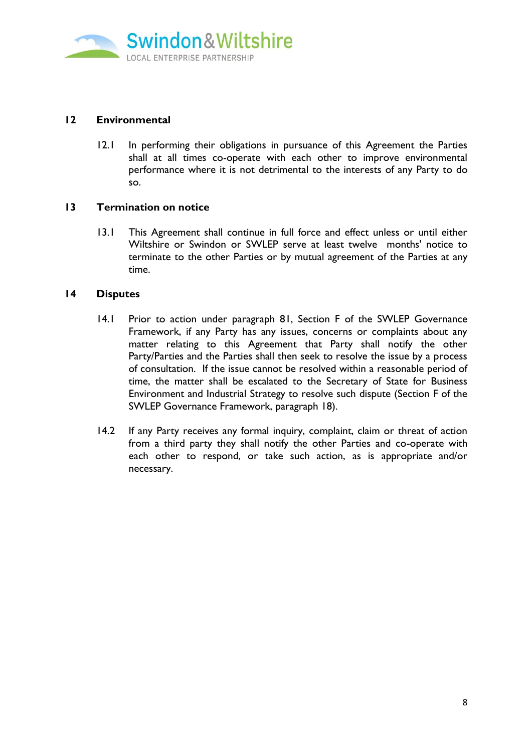## 12 Environmental

12.1 In performing their obligations in pursuance of this Agreement the Parties shall at all times co-operate with each other to improve environmental performance where it is not detrimental to the interests of any Party to do so.

## 13 Termination on notice

13.1 This Agreement shall continue in full force and effect unless or until either Wiltshire or Swindon or SWLEP serve at least twelve months' notice to terminate to the other Parties or by mutual agreement of the Parties at any time.

## 14 Disputes

14.1 Prior to action under paragraph 81, Section F of the SWLEP Governance Framework, if any Party has any issues, concerns or complaints about any matter relating to this Agreement that Party shall notify the other Party/Parties and the Parties shall then seek to resolve the issue by a process of consultation. If the issue cannot be resolved within a reasonable period of time, the matter shall be escalated to the Secretary of State for Business Environment and Industrial Strategy to resolve such dispute (Section F of the SWLEP Governance Framework, paragraph 18).

14.2 If any Party receives any formal inquiry, complaint, claim or threat of action from a third party they shall notify the other Parties and co-operate with each other to respond, or take such action, as is appropriate and/or necessary.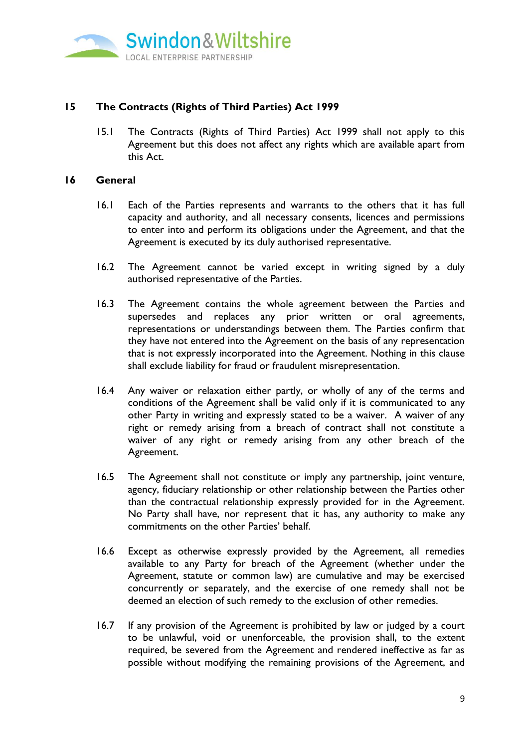## 15 The Contracts (Rights of Third Parties) Act 1999

15.1 The Contracts (Rights of Third Parties) Act 1999 shall not apply to this Agreement but this does not affect any rights which are available apart from this Act.

## 16 General

16.1 Each of the Parties represents and warrants to the others that it has full capacity and authority, and all necessary consents, licences and permissions to enter into and perform its obligations under the Agreement, and that the Agreement is executed by its duly authorised representative.

16.2 The Agreement cannot be varied except in writing signed by a duly authorised representative of the Parties.

16.3 The Agreement contains the whole agreement between the Parties and supersedes and replaces any prior written or oral agreements, representations or understandings between them. The Parties confirm that they have not entered into the Agreement on the basis of any representation that is not expressly incorporated into the Agreement. Nothing in this clause shall exclude liability for fraud or fraudulent misrepresentation.

16.4 Any waiver or relaxation either partly, or wholly of any of the terms and conditions of the Agreement shall be valid only if it is communicated to any other Party in writing and expressly stated to be a waiver. A waiver of any right or remedy arising from a breach of contract shall not constitute a waiver of any right or remedy arising from any other breach of the Agreement.

16.5 The Agreement shall not constitute or imply any partnership, joint venture, agency, fiduciary relationship or other relationship between the Parties other than the contractual relationship expressly provided for in the Agreement. No Party shall have, nor represent that it has, any authority to make any commitments on the other Parties' behalf.

16.6 Except as otherwise expressly provided by the Agreement, all remedies available to any Party for breach of the Agreement (whether under the Agreement, statute or common law) are cumulative and may be exercised concurrently or separately, and the exercise of one remedy shall not be deemed an election of such remedy to the exclusion of other remedies.

16.7 If any provision of the Agreement is prohibited by law or judged by a court to be unlawful, void or unenforceable, the provision shall, to the extent required, be severed from the Agreement and rendered ineffective as far as possible without modifying the remaining provisions of the Agreement, and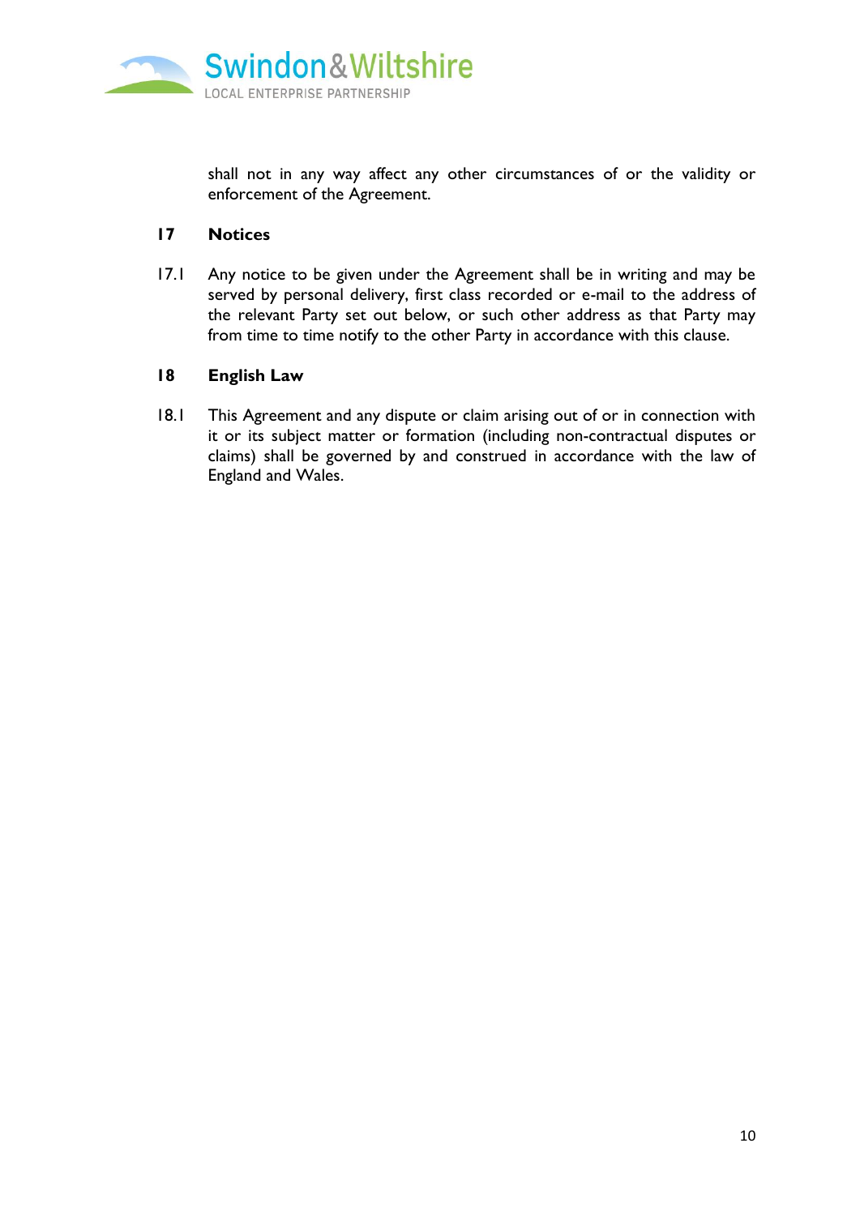shall not in any way affect any other circumstances of or the validity or enforcement of the Agreement.

## 17 Notices

17.1 Any notice to be given under the Agreement shall be in writing and may be served by personal delivery, first class recorded or e-mail to the address of the relevant Party set out below, or such other address as that Party may from time to time notify to the other Party in accordance with this clause.

## 18 English Law

18.1 This Agreement and any dispute or claim arising out of or in connection with it or its subject matter or formation (including non-contractual disputes or claims) shall be governed by and construed in accordance with the law of England and Wales.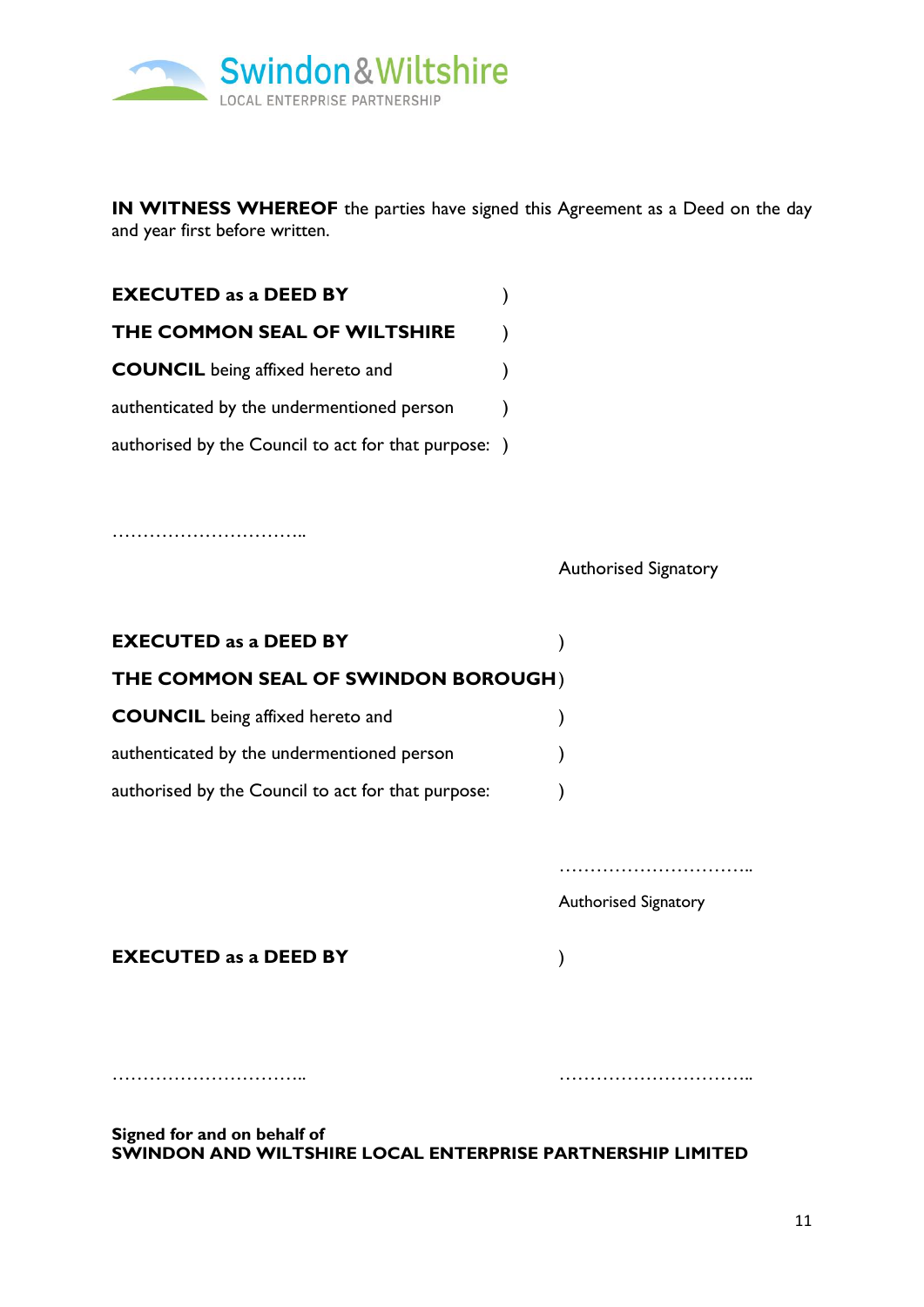**IN WITNESS WHEREOF** the parties have signed this Agreement as a Deed on the day and year first before written.

**EXECUTED as a DEED BY** )
**THE COMMON SEAL OF WILTSHIRE** )
**COUNCIL** being affixed hereto and )
authenticated by the undermentioned person )
authorised by the Council to act for that purpose: )

…………………………..

Authorised Signatory

**EXECUTED as a DEED BY** )
**THE COMMON SEAL OF SWINDON BOROUGH** )
**COUNCIL** being affixed hereto and )
authenticated by the undermentioned person )
authorised by the Council to act for that purpose: )

…………………………..

Authorised Signatory

**EXECUTED as a DEED BY** )

………………………….. …………………………..

**Signed for and on behalf of**
**SWINDON AND WILTSHIRE LOCAL ENTERPRISE PARTNERSHIP LIMITED**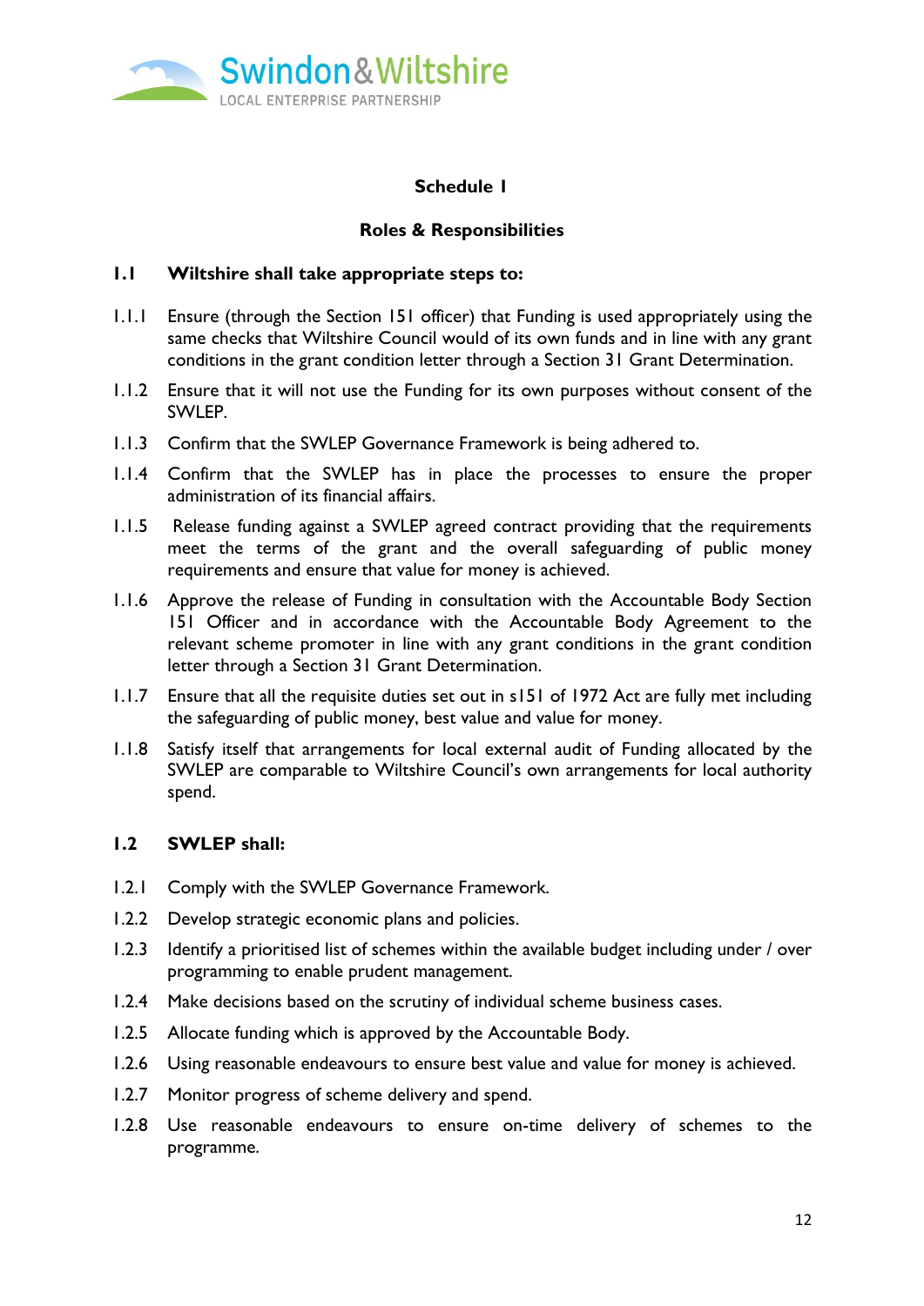## Schedule 1

## Roles & Responsibilities

### 1.1 Wiltshire shall take appropriate steps to:

1.1.1 Ensure (through the Section 151 officer) that Funding is used appropriately using the same checks that Wiltshire Council would of its own funds and in line with any grant conditions in the grant condition letter through a Section 31 Grant Determination.

1.1.2 Ensure that it will not use the Funding for its own purposes without consent of the SWLEP.

1.1.3 Confirm that the SWLEP Governance Framework is being adhered to.

1.1.4 Confirm that the SWLEP has in place the processes to ensure the proper administration of its financial affairs.

1.1.5 Release funding against a SWLEP agreed contract providing that the requirements meet the terms of the grant and the overall safeguarding of public money requirements and ensure that value for money is achieved.

1.1.6 Approve the release of Funding in consultation with the Accountable Body Section 151 Officer and in accordance with the Accountable Body Agreement to the relevant scheme promoter in line with any grant conditions in the grant condition letter through a Section 31 Grant Determination.

1.1.7 Ensure that all the requisite duties set out in s151 of 1972 Act are fully met including the safeguarding of public money, best value and value for money.

1.1.8 Satisfy itself that arrangements for local external audit of Funding allocated by the SWLEP are comparable to Wiltshire Council's own arrangements for local authority spend.

### 1.2 SWLEP shall:

1.2.1 Comply with the SWLEP Governance Framework.

1.2.2 Develop strategic economic plans and policies.

1.2.3 Identify a prioritised list of schemes within the available budget including under / over programming to enable prudent management.

1.2.4 Make decisions based on the scrutiny of individual scheme business cases.

1.2.5 Allocate funding which is approved by the Accountable Body.

1.2.6 Using reasonable endeavours to ensure best value and value for money is achieved.

1.2.7 Monitor progress of scheme delivery and spend.

1.2.8 Use reasonable endeavours to ensure on-time delivery of schemes to the programme.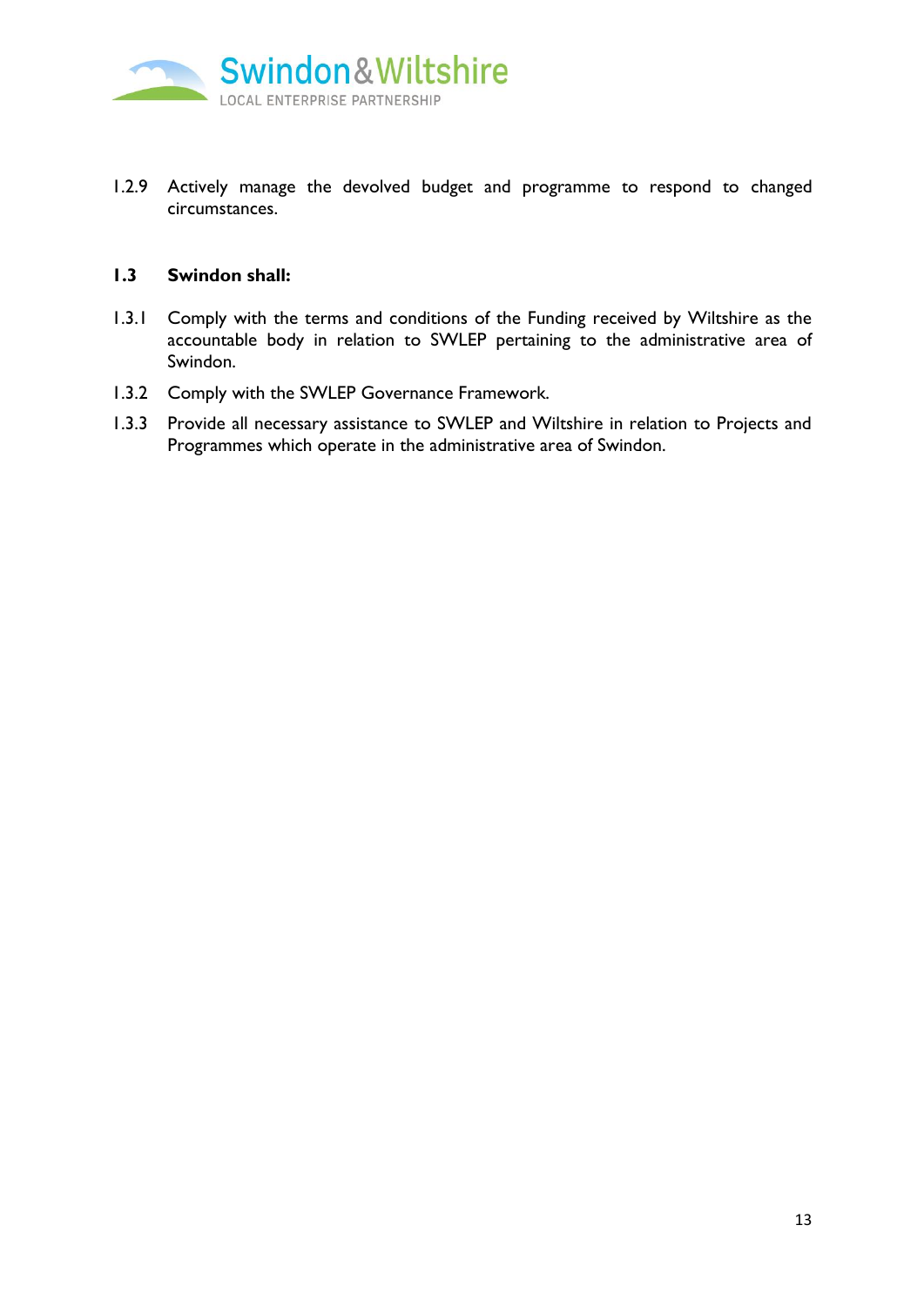1.2.9 Actively manage the devolved budget and programme to respond to changed circumstances.

**1.3 Swindon shall:**

1.3.1 Comply with the terms and conditions of the Funding received by Wiltshire as the accountable body in relation to SWLEP pertaining to the administrative area of Swindon.

1.3.2 Comply with the SWLEP Governance Framework.

1.3.3 Provide all necessary assistance to SWLEP and Wiltshire in relation to Projects and Programmes which operate in the administrative area of Swindon.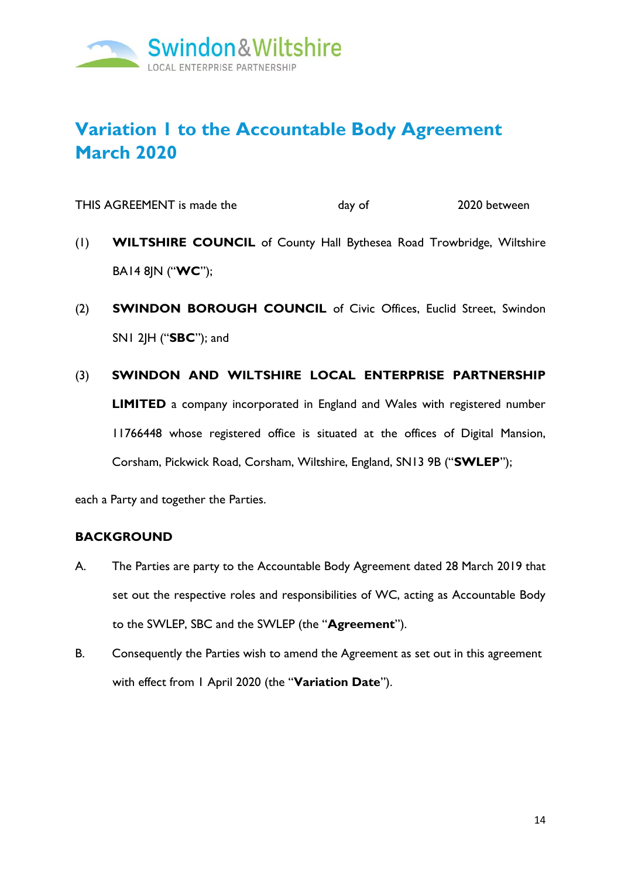Swindon & Wiltshire
LOCAL ENTERPRISE PARTNERSHIP

# Variation 1 to the Accountable Body Agreement March 2020

THIS AGREEMENT is made the day of 2020 between

(1) **WILTSHIRE COUNCIL** of County Hall Bythesea Road Trowbridge, Wiltshire BA14 8JN ("**WC**");

(2) **SWINDON BOROUGH COUNCIL** of Civic Offices, Euclid Street, Swindon SN1 2JH ("**SBC**"); and

(3) **SWINDON AND WILTSHIRE LOCAL ENTERPRISE PARTNERSHIP LIMITED** a company incorporated in England and Wales with registered number 11766448 whose registered office is situated at the offices of Digital Mansion, Corsham, Pickwick Road, Corsham, Wiltshire, England, SN13 9B ("**SWLEP**");

each a Party and together the Parties.

**BACKGROUND**

A. The Parties are party to the Accountable Body Agreement dated 28 March 2019 that set out the respective roles and responsibilities of WC, acting as Accountable Body to the SWLEP, SBC and the SWLEP (the "**Agreement**").

B. Consequently the Parties wish to amend the Agreement as set out in this agreement with effect from 1 April 2020 (the "**Variation Date**").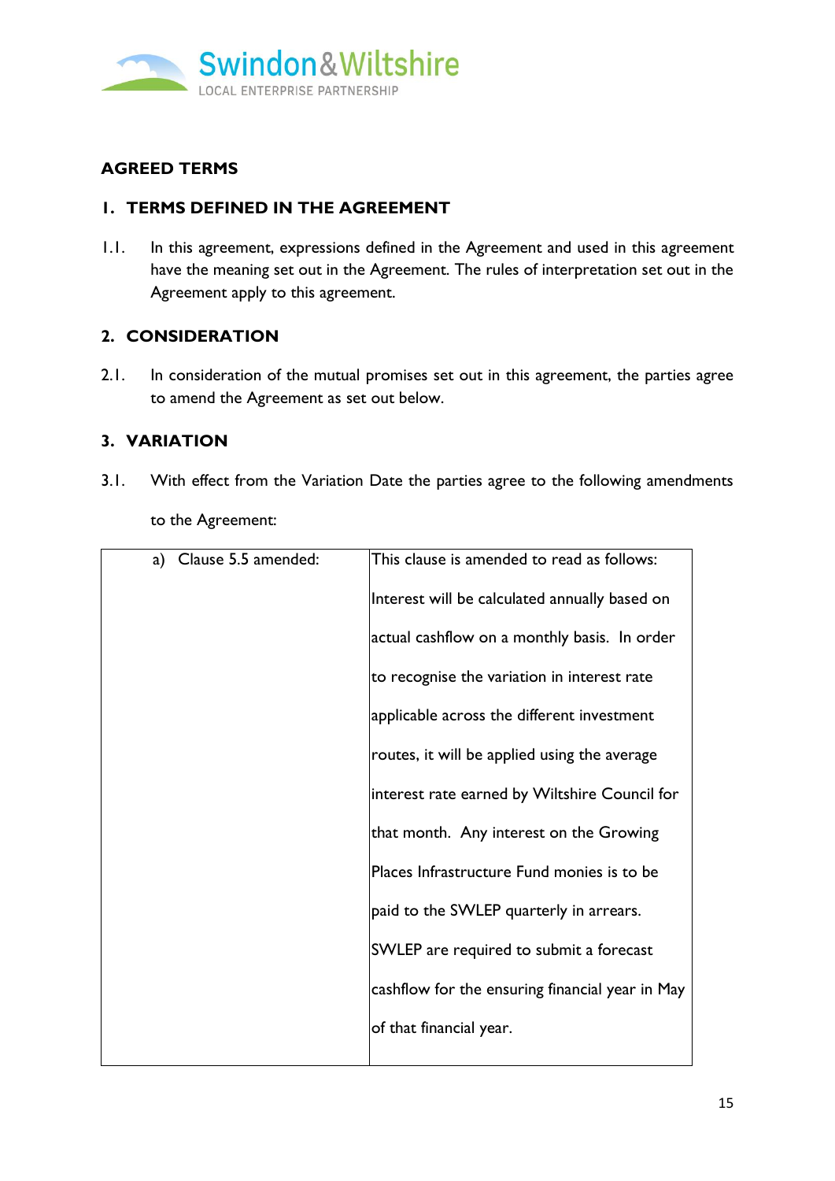## AGREED TERMS

### 1. TERMS DEFINED IN THE AGREEMENT

1.1. In this agreement, expressions defined in the Agreement and used in this agreement have the meaning set out in the Agreement. The rules of interpretation set out in the Agreement apply to this agreement.

### 2. CONSIDERATION

2.1. In consideration of the mutual promises set out in this agreement, the parties agree to amend the Agreement as set out below.

### 3. VARIATION

3.1. With effect from the Variation Date the parties agree to the following amendments to the Agreement:

| | |
|---|---|
| a) Clause 5.5 amended: | This clause is amended to read as follows: Interest will be calculated annually based on actual cashflow on a monthly basis. In order to recognise the variation in interest rate applicable across the different investment routes, it will be applied using the average interest rate earned by Wiltshire Council for that month. Any interest on the Growing Places Infrastructure Fund monies is to be paid to the SWLEP quarterly in arrears. SWLEP are required to submit a forecast cashflow for the ensuring financial year in May of that financial year. |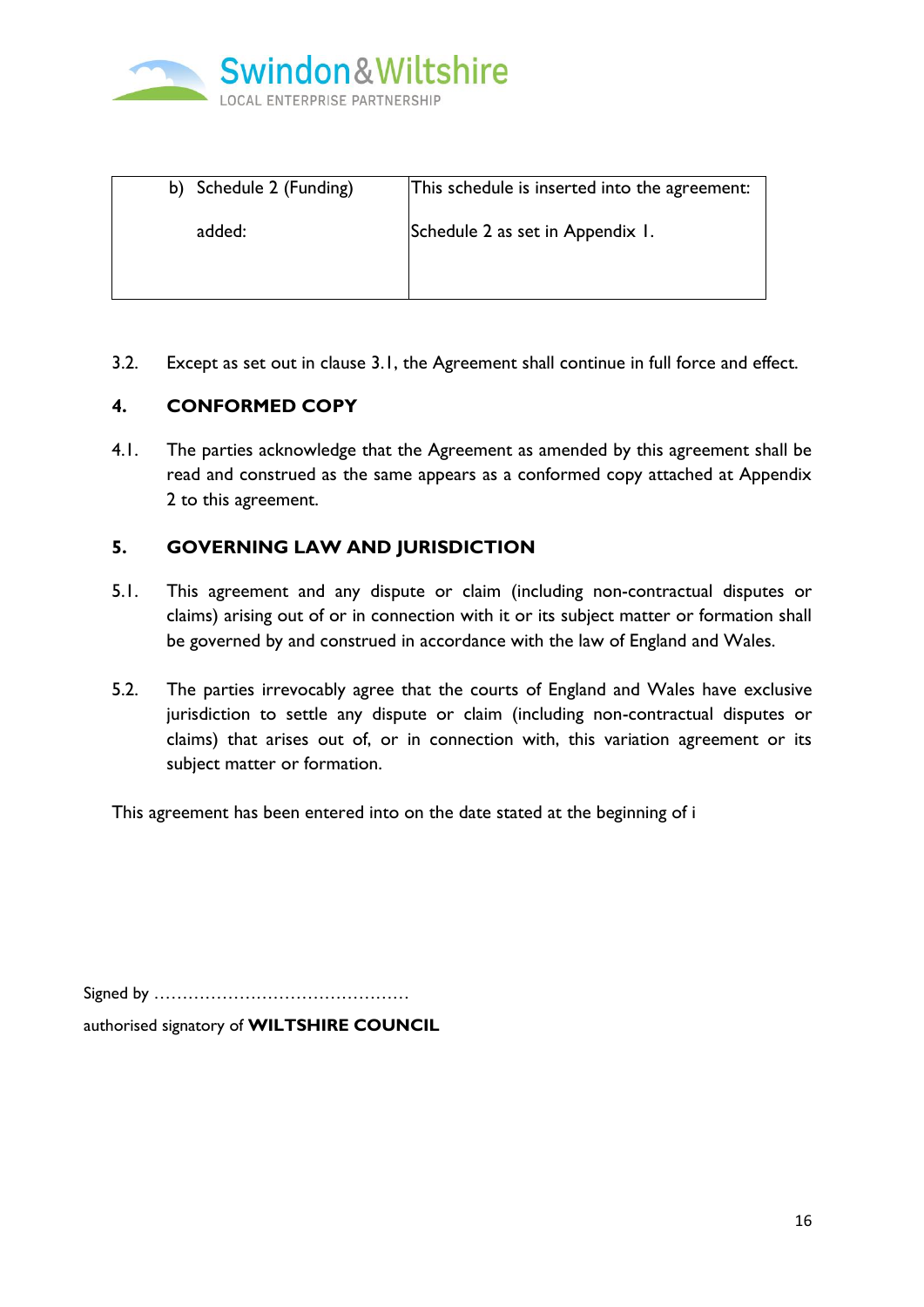| b) Schedule 2 (Funding) added: | This schedule is inserted into the agreement: Schedule 2 as set in Appendix 1. |
|---|---|

3.2. Except as set out in clause 3.1, the Agreement shall continue in full force and effect.

## 4. CONFORMED COPY

4.1. The parties acknowledge that the Agreement as amended by this agreement shall be read and construed as the same appears as a conformed copy attached at Appendix 2 to this agreement.

## 5. GOVERNING LAW AND JURISDICTION

5.1. This agreement and any dispute or claim (including non-contractual disputes or claims) arising out of or in connection with it or its subject matter or formation shall be governed by and construed in accordance with the law of England and Wales.

5.2. The parties irrevocably agree that the courts of England and Wales have exclusive jurisdiction to settle any dispute or claim (including non-contractual disputes or claims) that arises out of, or in connection with, this variation agreement or its subject matter or formation.

This agreement has been entered into on the date stated at the beginning of i

Signed by ……………………………………..

authorised signatory of **WILTSHIRE COUNCIL**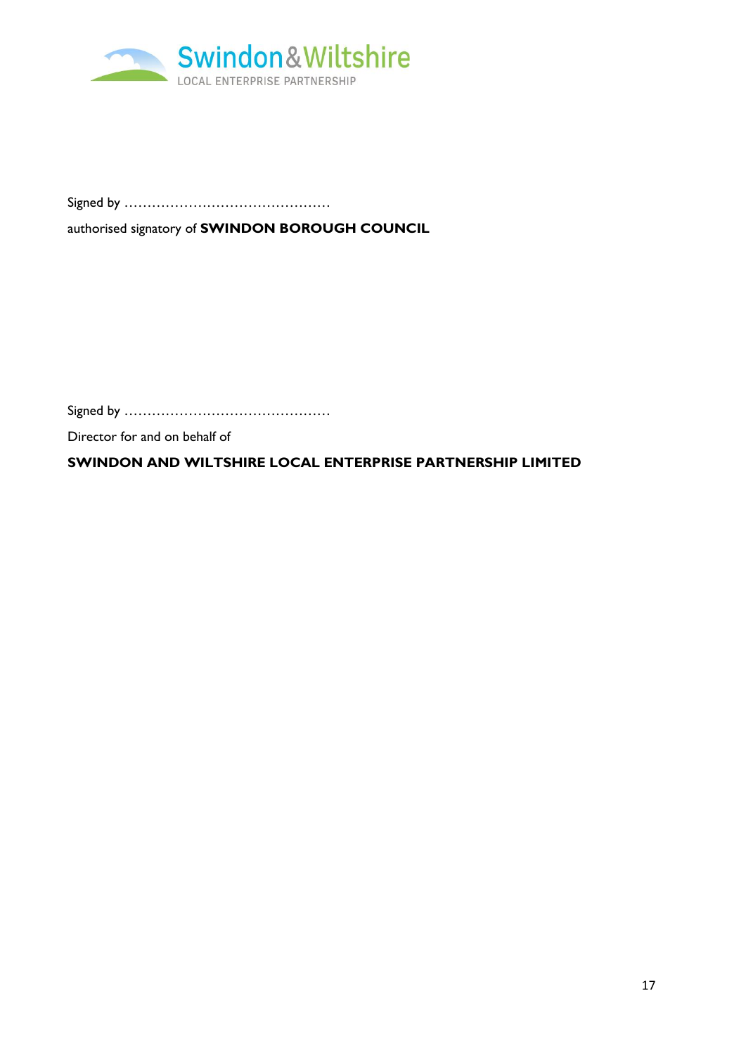Signed by ……………………………………….

authorised signatory of **SWINDON BOROUGH COUNCIL**

Signed by ……………………………………….

Director for and on behalf of

**SWINDON AND WILTSHIRE LOCAL ENTERPRISE PARTNERSHIP LIMITED**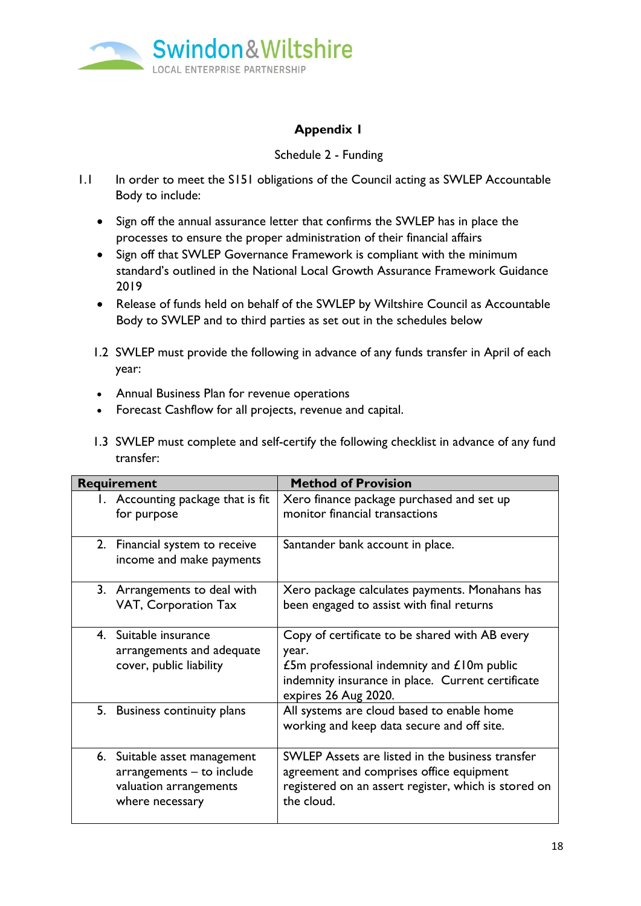Swindon & Wiltshire
LOCAL ENTERPRISE PARTNERSHIP

## Appendix I

Schedule 2 - Funding

1.1 In order to meet the S151 obligations of the Council acting as SWLEP Accountable Body to include:

- Sign off the annual assurance letter that confirms the SWLEP has in place the processes to ensure the proper administration of their financial affairs
- Sign off that SWLEP Governance Framework is compliant with the minimum standard's outlined in the National Local Growth Assurance Framework Guidance 2019
- Release of funds held on behalf of the SWLEP by Wiltshire Council as Accountable Body to SWLEP and to third parties as set out in the schedules below

1.2 SWLEP must provide the following in advance of any funds transfer in April of each year:

- Annual Business Plan for revenue operations
- Forecast Cashflow for all projects, revenue and capital.

1.3 SWLEP must complete and self-certify the following checklist in advance of any fund transfer:

| Requirement | Method of Provision |
|---|---|
| 1. Accounting package that is fit for purpose | Xero finance package purchased and set up monitor financial transactions |
| 2. Financial system to receive income and make payments | Santander bank account in place. |
| 3. Arrangements to deal with VAT, Corporation Tax | Xero package calculates payments. Monahans has been engaged to assist with final returns |
| 4. Suitable insurance arrangements and adequate cover, public liability | Copy of certificate to be shared with AB every year.<br>£5m professional indemnity and £10m public indemnity insurance in place. Current certificate expires 26 Aug 2020. |
| 5. Business continuity plans | All systems are cloud based to enable home working and keep data secure and off site. |
| 6. Suitable asset management arrangements – to include valuation arrangements where necessary | SWLEP Assets are listed in the business transfer agreement and comprises office equipment registered on an assert register, which is stored on the cloud. |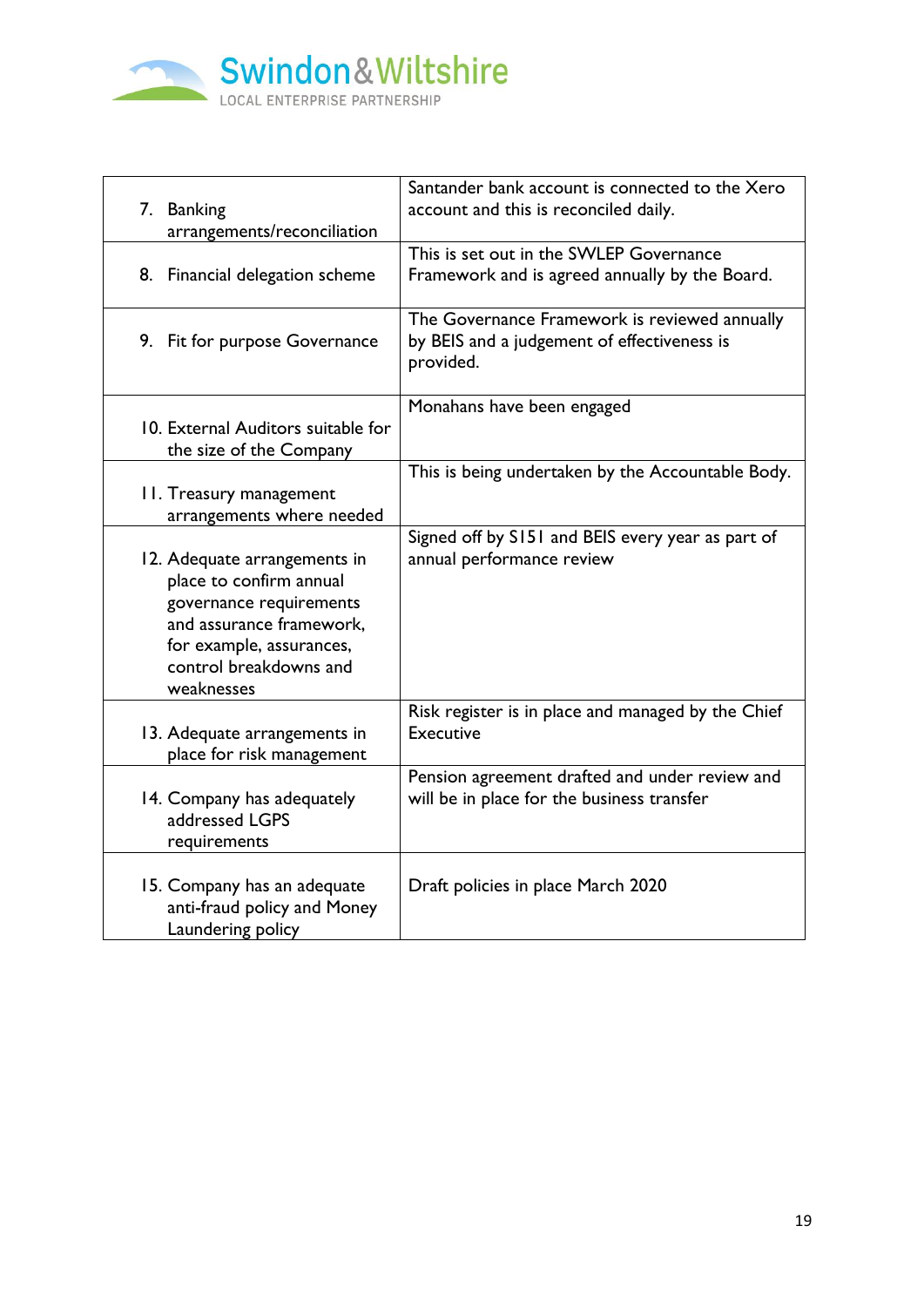| | |
|---|---|
| 7. Banking arrangements/reconciliation | Santander bank account is connected to the Xero account and this is reconciled daily. |
| 8. Financial delegation scheme | This is set out in the SWLEP Governance Framework and is agreed annually by the Board. |
| 9. Fit for purpose Governance | The Governance Framework is reviewed annually by BEIS and a judgement of effectiveness is provided. |
| 10. External Auditors suitable for the size of the Company | Monahans have been engaged |
| 11. Treasury management arrangements where needed | This is being undertaken by the Accountable Body. |
| 12. Adequate arrangements in place to confirm annual governance requirements and assurance framework, for example, assurances, control breakdowns and weaknesses | Signed off by S151 and BEIS every year as part of annual performance review |
| 13. Adequate arrangements in place for risk management | Risk register is in place and managed by the Chief Executive |
| 14. Company has adequately addressed LGPS requirements | Pension agreement drafted and under review and will be in place for the business transfer |
| 15. Company has an adequate anti-fraud policy and Money Laundering policy | Draft policies in place March 2020 |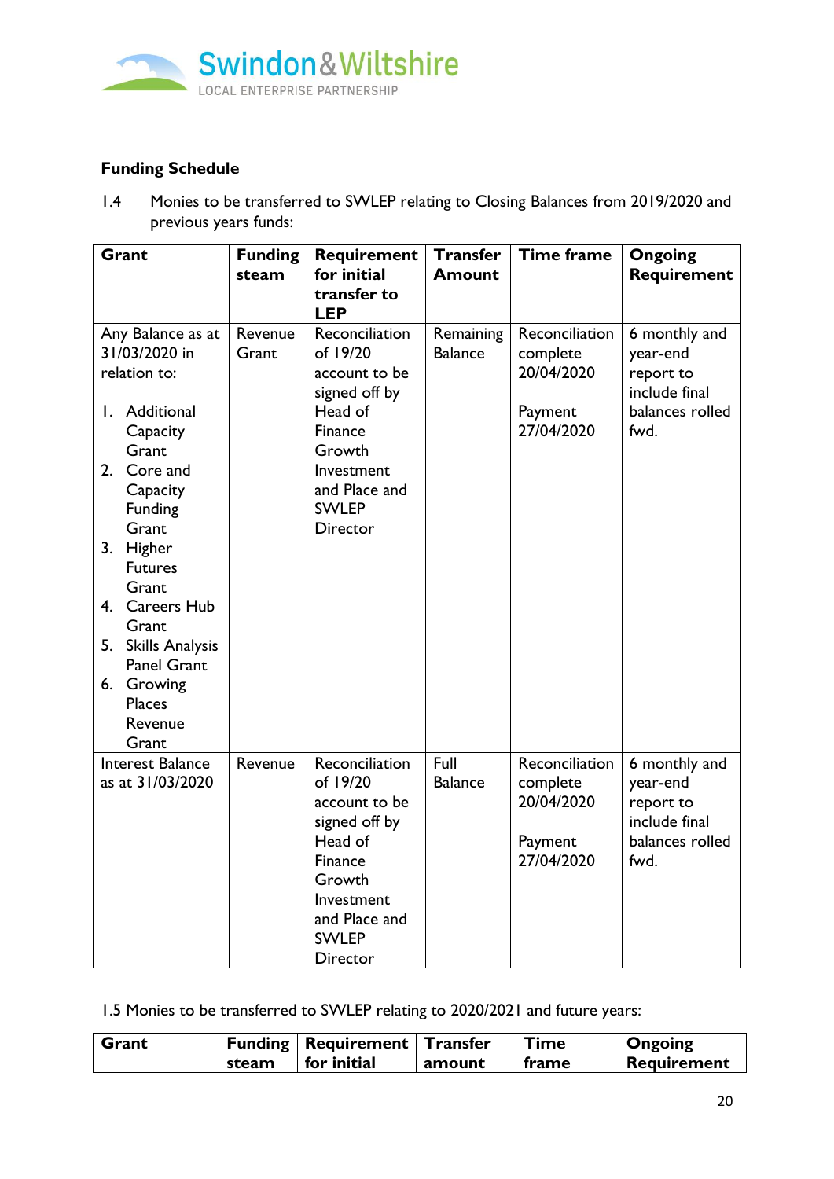**Funding Schedule**

1.4 Monies to be transferred to SWLEP relating to Closing Balances from 2019/2020 and previous years funds:

| Grant | Funding steam | Requirement for initial transfer to LEP | Transfer Amount | Time frame | Ongoing Requirement |
|---|---|---|---|---|---|
| Any Balance as at 31/03/2020 in relation to:<br>1. Additional Capacity Grant<br>2. Core and Capacity Funding Grant<br>3. Higher Futures Grant<br>4. Careers Hub Grant<br>5. Skills Analysis Panel Grant<br>6. Growing Places Revenue Grant | Revenue Grant | Reconciliation of 19/20 account to be signed off by Head of Finance Growth Investment and Place and SWLEP Director | Remaining Balance | Reconciliation complete 20/04/2020<br><br>Payment 27/04/2020 | 6 monthly and year-end report to include final balances rolled fwd. |
| Interest Balance as at 31/03/2020 | Revenue | Reconciliation of 19/20 account to be signed off by Head of Finance Growth Investment and Place and SWLEP Director | Full Balance | Reconciliation complete 20/04/2020<br><br>Payment 27/04/2020 | 6 monthly and year-end report to include final balances rolled fwd. |

1.5 Monies to be transferred to SWLEP relating to 2020/2021 and future years:

| Grant | Funding steam | Requirement for initial | Transfer amount | Time frame | Ongoing Requirement |
|---|---|---|---|---|---|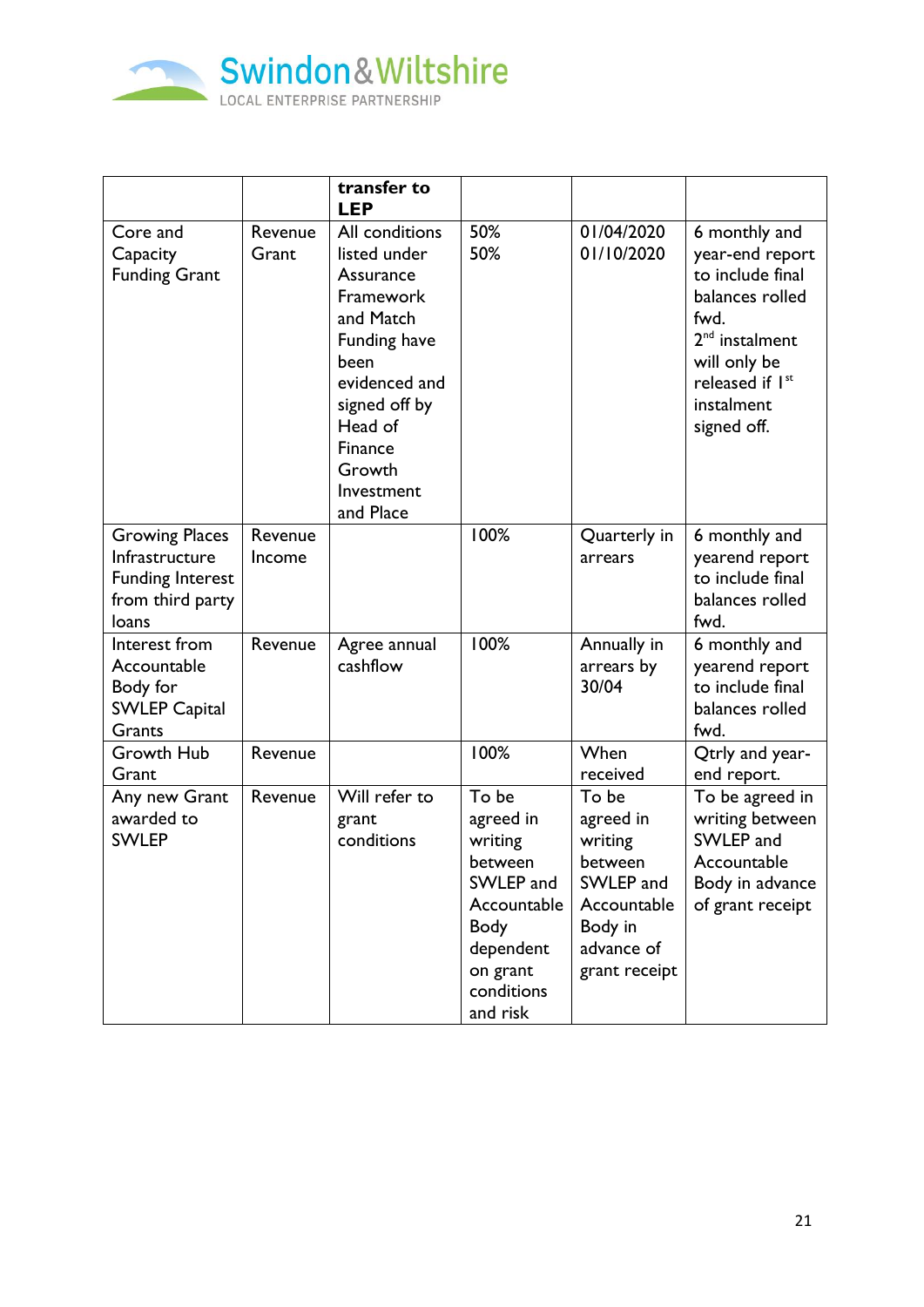| | | transfer to LEP | | | |
|---|---|---|---|---|---|
| Core and Capacity Funding Grant | Revenue Grant | All conditions listed under Assurance Framework and Match Funding have been evidenced and signed off by Head of Finance Growth Investment and Place | 50% 50% | 01/04/2020 01/10/2020 | 6 monthly and year-end report to include final balances rolled fwd. 2nd instalment will only be released if 1st instalment signed off. |
| Growing Places Infrastructure Funding Interest from third party loans | Revenue Income | | 100% | Quarterly in arrears | 6 monthly and yearend report to include final balances rolled fwd. |
| Interest from Accountable Body for SWLEP Capital Grants | Revenue | Agree annual cashflow | 100% | Annually in arrears by 30/04 | 6 monthly and yearend report to include final balances rolled fwd. |
| Growth Hub Grant | Revenue | | 100% | When received | Qtrly and year-end report. |
| Any new Grant awarded to SWLEP | Revenue | Will refer to grant conditions | To be agreed in writing between SWLEP and Accountable Body dependent on grant conditions and risk | To be agreed in writing between SWLEP and Accountable Body in advance of grant receipt | To be agreed in writing between SWLEP and Accountable Body in advance of grant receipt |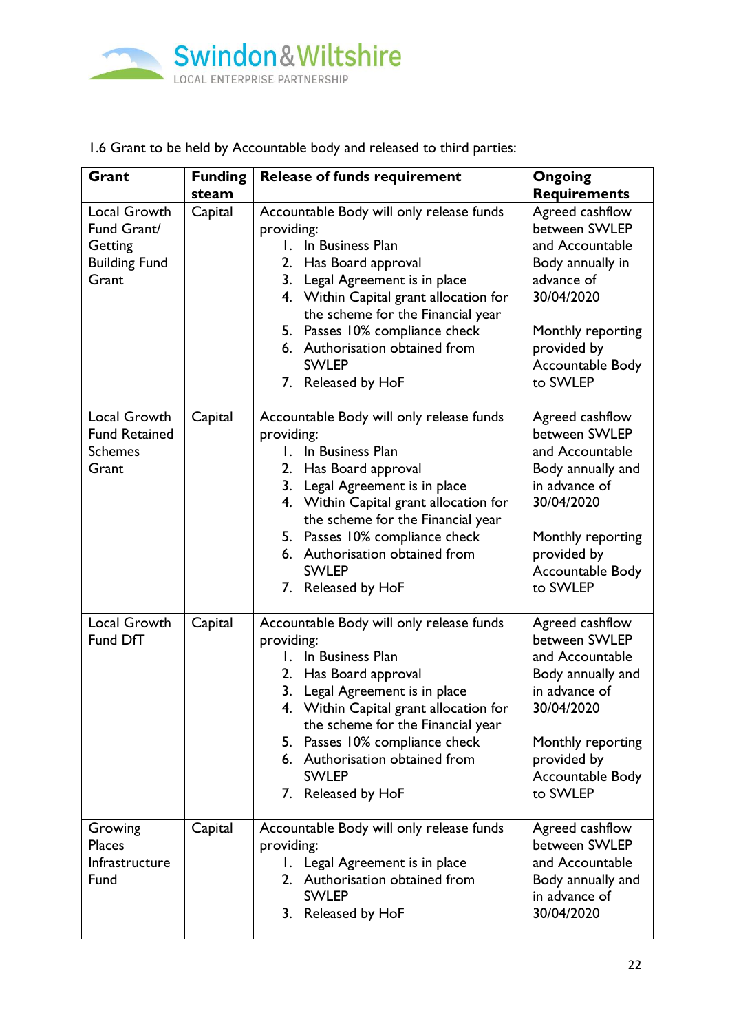1.6 Grant to be held by Accountable body and released to third parties:

| Grant | Funding steam | Release of funds requirement | Ongoing Requirements |
|---|---|---|---|
| Local Growth Fund Grant/ Getting Building Fund Grant | Capital | Accountable Body will only release funds providing:<br>1. In Business Plan<br>2. Has Board approval<br>3. Legal Agreement is in place<br>4. Within Capital grant allocation for the scheme for the Financial year<br>5. Passes 10% compliance check<br>6. Authorisation obtained from SWLEP<br>7. Released by HoF | Agreed cashflow between SWLEP and Accountable Body annually in advance of 30/04/2020<br><br>Monthly reporting provided by Accountable Body to SWLEP |
| Local Growth Fund Retained Schemes Grant | Capital | Accountable Body will only release funds providing:<br>1. In Business Plan<br>2. Has Board approval<br>3. Legal Agreement is in place<br>4. Within Capital grant allocation for the scheme for the Financial year<br>5. Passes 10% compliance check<br>6. Authorisation obtained from SWLEP<br>7. Released by HoF | Agreed cashflow between SWLEP and Accountable Body annually and in advance of 30/04/2020<br><br>Monthly reporting provided by Accountable Body to SWLEP |
| Local Growth Fund DfT | Capital | Accountable Body will only release funds providing:<br>1. In Business Plan<br>2. Has Board approval<br>3. Legal Agreement is in place<br>4. Within Capital grant allocation for the scheme for the Financial year<br>5. Passes 10% compliance check<br>6. Authorisation obtained from SWLEP<br>7. Released by HoF | Agreed cashflow between SWLEP and Accountable Body annually and in advance of 30/04/2020<br><br>Monthly reporting provided by Accountable Body to SWLEP |
| Growing Places Infrastructure Fund | Capital | Accountable Body will only release funds providing:<br>1. Legal Agreement is in place<br>2. Authorisation obtained from SWLEP<br>3. Released by HoF | Agreed cashflow between SWLEP and Accountable Body annually and in advance of 30/04/2020 |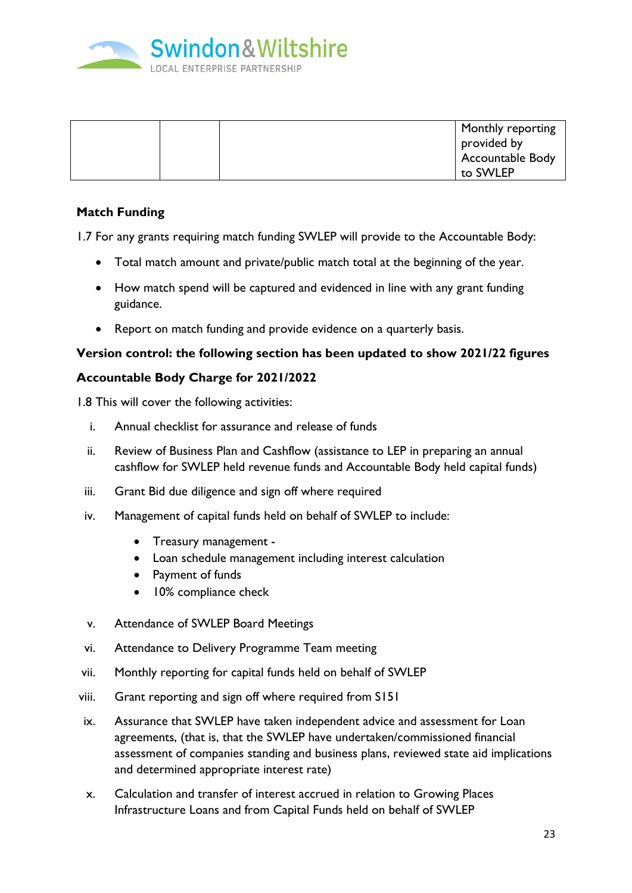| | | | Monthly reporting provided by Accountable Body to SWLEP |
|---|---|---|---|

**Match Funding**

1.7 For any grants requiring match funding SWLEP will provide to the Accountable Body:

- Total match amount and private/public match total at the beginning of the year.
- How match spend will be captured and evidenced in line with any grant funding guidance.
- Report on match funding and provide evidence on a quarterly basis.

**Version control: the following section has been updated to show 2021/22 figures**

**Accountable Body Charge for 2021/2022**

1.8 This will cover the following activities:

i. Annual checklist for assurance and release of funds

ii. Review of Business Plan and Cashflow (assistance to LEP in preparing an annual cashflow for SWLEP held revenue funds and Accountable Body held capital funds)

iii. Grant Bid due diligence and sign off where required

iv. Management of capital funds held on behalf of SWLEP to include:

   - Treasury management -
   - Loan schedule management including interest calculation
   - Payment of funds
   - 10% compliance check

v. Attendance of SWLEP Board Meetings

vi. Attendance to Delivery Programme Team meeting

vii. Monthly reporting for capital funds held on behalf of SWLEP

viii. Grant reporting and sign off where required from S151

ix. Assurance that SWLEP have taken independent advice and assessment for Loan agreements, (that is, that the SWLEP have undertaken/commissioned financial assessment of companies standing and business plans, reviewed state aid implications and determined appropriate interest rate)

x. Calculation and transfer of interest accrued in relation to Growing Places Infrastructure Loans and from Capital Funds held on behalf of SWLEP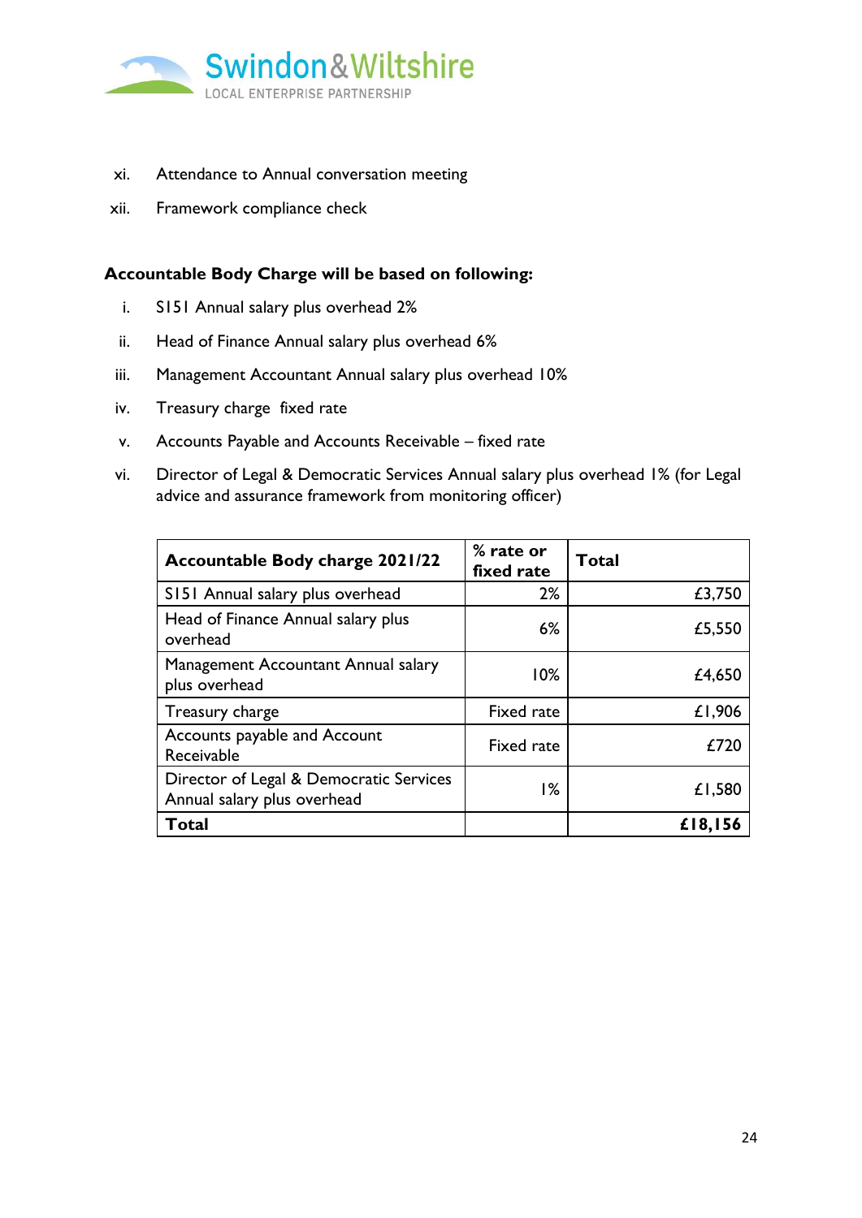xi. Attendance to Annual conversation meeting

xii. Framework compliance check

**Accountable Body Charge will be based on following:**

i. S151 Annual salary plus overhead 2%

ii. Head of Finance Annual salary plus overhead 6%

iii. Management Accountant Annual salary plus overhead 10%

iv. Treasury charge fixed rate

v. Accounts Payable and Accounts Receivable – fixed rate

vi. Director of Legal & Democratic Services Annual salary plus overhead 1% (for Legal advice and assurance framework from monitoring officer)

| **Accountable Body charge 2021/22** | **% rate or fixed rate** | **Total** |
|---|---|---|
| S151 Annual salary plus overhead | 2% | £3,750 |
| Head of Finance Annual salary plus overhead | 6% | £5,550 |
| Management Accountant Annual salary plus overhead | 10% | £4,650 |
| Treasury charge | Fixed rate | £1,906 |
| Accounts payable and Account Receivable | Fixed rate | £720 |
| Director of Legal & Democratic Services Annual salary plus overhead | 1% | £1,580 |
| **Total** | | **£18,156** |